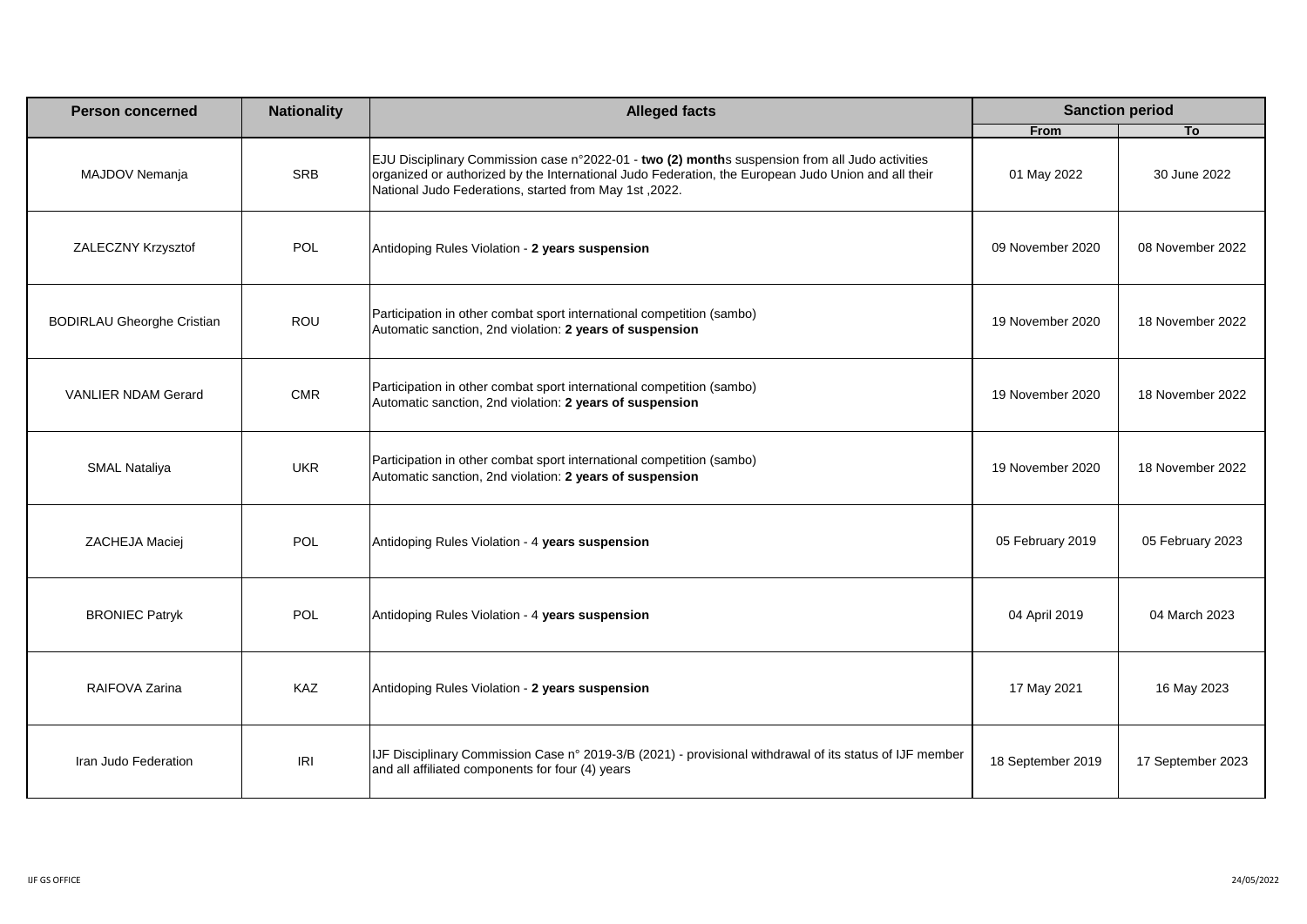| Person concerned | Nationality | Alleged facts | Sanction period | |
|---|---|---|---|---|
| | | | From | To |
| MAJDOV Nemanja | SRB | EJU Disciplinary Commission case n°2022-01 - **two (2) month**s suspension from all Judo activities organized or authorized by the International Judo Federation, the European Judo Union and all their National Judo Federations, started from May 1st ,2022. | 01 May 2022 | 30 June 2022 |
| ZALECZNY Krzysztof | POL | Antidoping Rules Violation - **2 years suspension** | 09 November 2020 | 08 November 2022 |
| BODIRLAU Gheorghe Cristian | ROU | Participation in other combat sport international competition (sambo) Automatic sanction, 2nd violation: **2 years of suspension** | 19 November 2020 | 18 November 2022 |
| VANLIER NDAM Gerard | CMR | Participation in other combat sport international competition (sambo) Automatic sanction, 2nd violation: **2 years of suspension** | 19 November 2020 | 18 November 2022 |
| SMAL Nataliya | UKR | Participation in other combat sport international competition (sambo) Automatic sanction, 2nd violation: **2 years of suspension** | 19 November 2020 | 18 November 2022 |
| ZACHEJA Maciej | POL | Antidoping Rules Violation - 4 **years suspension** | 05 February 2019 | 05 February 2023 |
| BRONIEC Patryk | POL | Antidoping Rules Violation - 4 **years suspension** | 04 April 2019 | 04 March 2023 |
| RAIFOVA Zarina | KAZ | Antidoping Rules Violation - **2 years suspension** | 17 May 2021 | 16 May 2023 |
| Iran Judo Federation | IRI | IJF Disciplinary Commission Case n° 2019-3/B (2021) - provisional withdrawal of its status of IJF member and all affiliated components for four (4) years | 18 September 2019 | 17 September 2023 |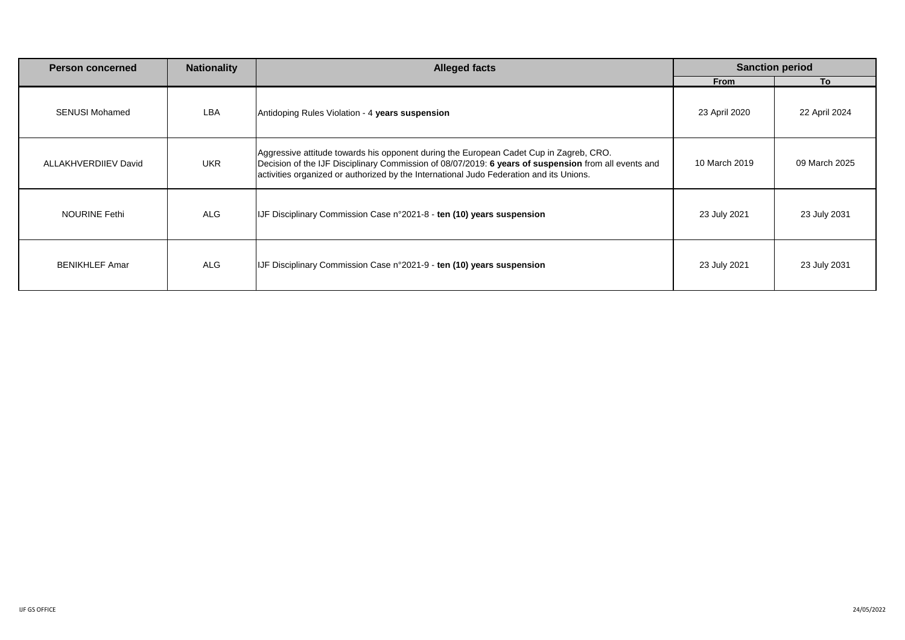| Person concerned | Nationality | Alleged facts | Sanction period | |
|---|---|---|---|---|
| | | | From | To |
| SENUSI Mohamed | LBA | Antidoping Rules Violation - 4 **years suspension** | 23 April 2020 | 22 April 2024 |
| ALLAKHVERDIIEV David | UKR | Aggressive attitude towards his opponent during the European Cadet Cup in Zagreb, CRO. Decision of the IJF Disciplinary Commission of 08/07/2019: **6 years of suspension** from all events and activities organized or authorized by the International Judo Federation and its Unions. | 10 March 2019 | 09 March 2025 |
| NOURINE Fethi | ALG | IJF Disciplinary Commission Case n°2021-8 - **ten (10) years suspension** | 23 July 2021 | 23 July 2031 |
| BENIKHLEF Amar | ALG | IJF Disciplinary Commission Case n°2021-9 - **ten (10) years suspension** | 23 July 2021 | 23 July 2031 |